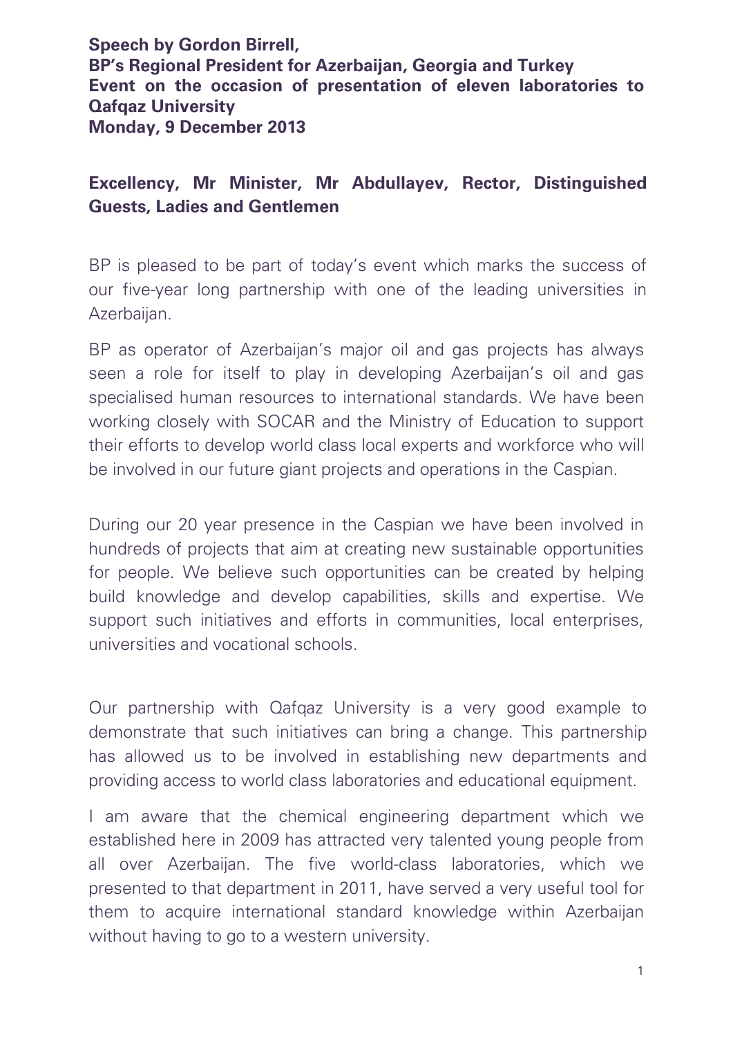**Speech by Gordon Birrell,**
**BP's Regional President for Azerbaijan, Georgia and Turkey**
**Event on the occasion of presentation of eleven laboratories to Qafqaz University**
**Monday, 9 December 2013**

**Excellency, Mr Minister, Mr Abdullayev, Rector, Distinguished Guests, Ladies and Gentlemen**

BP is pleased to be part of today's event which marks the success of our five-year long partnership with one of the leading universities in Azerbaijan.

BP as operator of Azerbaijan's major oil and gas projects has always seen a role for itself to play in developing Azerbaijan's oil and gas specialised human resources to international standards. We have been working closely with SOCAR and the Ministry of Education to support their efforts to develop world class local experts and workforce who will be involved in our future giant projects and operations in the Caspian.

During our 20 year presence in the Caspian we have been involved in hundreds of projects that aim at creating new sustainable opportunities for people. We believe such opportunities can be created by helping build knowledge and develop capabilities, skills and expertise. We support such initiatives and efforts in communities, local enterprises, universities and vocational schools.

Our partnership with Qafqaz University is a very good example to demonstrate that such initiatives can bring a change. This partnership has allowed us to be involved in establishing new departments and providing access to world class laboratories and educational equipment.

I am aware that the chemical engineering department which we established here in 2009 has attracted very talented young people from all over Azerbaijan. The five world-class laboratories, which we presented to that department in 2011, have served a very useful tool for them to acquire international standard knowledge within Azerbaijan without having to go to a western university.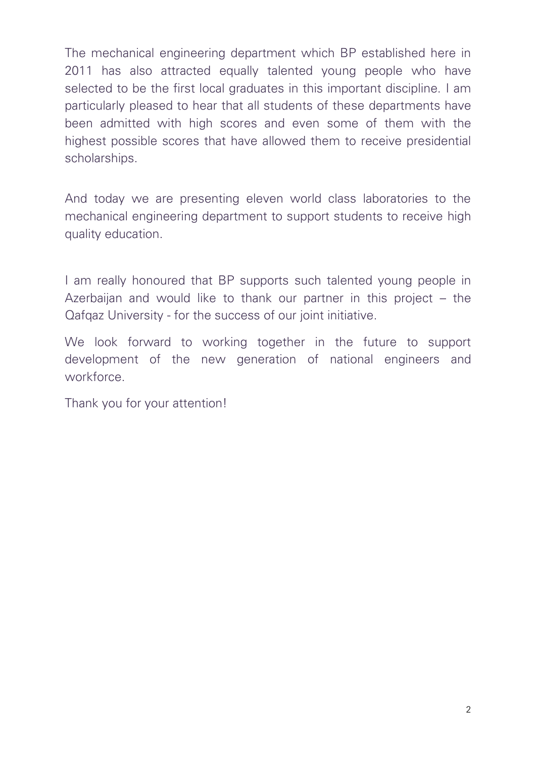The mechanical engineering department which BP established here in 2011 has also attracted equally talented young people who have selected to be the first local graduates in this important discipline. I am particularly pleased to hear that all students of these departments have been admitted with high scores and even some of them with the highest possible scores that have allowed them to receive presidential scholarships.

And today we are presenting eleven world class laboratories to the mechanical engineering department to support students to receive high quality education.

I am really honoured that BP supports such talented young people in Azerbaijan and would like to thank our partner in this project – the Qafqaz University - for the success of our joint initiative.

We look forward to working together in the future to support development of the new generation of national engineers and workforce.

Thank you for your attention!